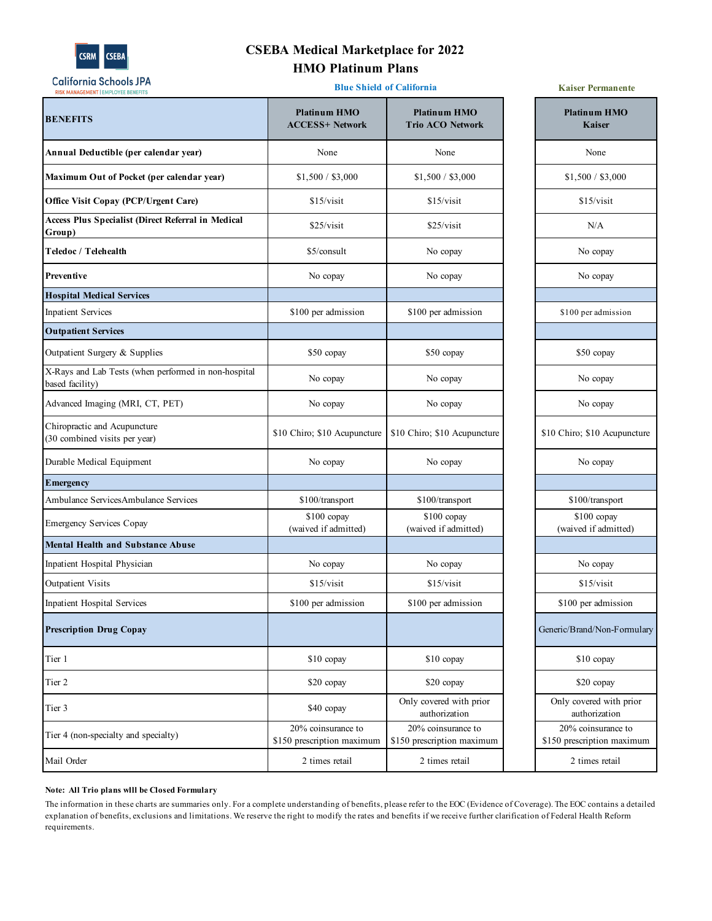# CSEBA Medical Marketplace for 2022

## HMO Platinum Plans

| BENEFITS | Blue Shield of California<br>Platinum HMO ACCESS+ Network | Blue Shield of California<br>Platinum HMO Trio ACO Network | Kaiser Permanente<br>Platinum HMO Kaiser |
|---|---|---|---|
| **Annual Deductible (per calendar year)** | None | None | None |
| **Maximum Out of Pocket (per calendar year)** | $1,500 / $3,000 | $1,500 / $3,000 | $1,500 / $3,000 |
| **Office Visit Copay (PCP/Urgent Care)** | $15/visit | $15/visit | $15/visit |
| **Access Plus Specialist (Direct Referral in Medical Group)** | $25/visit | $25/visit | N/A |
| **Teledoc / Telehealth** | $5/consult | No copay | No copay |
| **Preventive** | No copay | No copay | No copay |
| **Hospital Medical Services** | | | |
| Inpatient Services | $100 per admission | $100 per admission | $100 per admission |
| **Outpatient Services** | | | |
| Outpatient Surgery & Supplies | $50 copay | $50 copay | $50 copay |
| X-Rays and Lab Tests (when performed in non-hospital based facility) | No copay | No copay | No copay |
| Advanced Imaging (MRI, CT, PET) | No copay | No copay | No copay |
| Chiropractic and Acupuncture (30 combined visits per year) | $10 Chiro; $10 Acupuncture | $10 Chiro; $10 Acupuncture | $10 Chiro; $10 Acupuncture |
| Durable Medical Equipment | No copay | No copay | No copay |
| **Emergency** | | | |
| Ambulance ServicesAmbulance Services | $100/transport | $100/transport | $100/transport |
| Emergency Services Copay | $100 copay (waived if admitted) | $100 copay (waived if admitted) | $100 copay (waived if admitted) |
| **Mental Health and Substance Abuse** | | | |
| Inpatient Hospital Physician | No copay | No copay | No copay |
| Outpatient Visits | $15/visit | $15/visit | $15/visit |
| Inpatient Hospital Services | $100 per admission | $100 per admission | $100 per admission |
| **Prescription Drug Copay** | | | Generic/Brand/Non-Formulary |
| Tier 1 | $10 copay | $10 copay | $10 copay |
| Tier 2 | $20 copay | $20 copay | $20 copay |
| Tier 3 | $40 copay | Only covered with prior authorization | Only covered with prior authorization |
| Tier 4 (non-specialty and specialty) | 20% coinsurance to $150 prescription maximum | 20% coinsurance to $150 prescription maximum | 20% coinsurance to $150 prescription maximum |
| Mail Order | 2 times retail | 2 times retail | 2 times retail |

**Note: All Trio plans will be Closed Formulary**

The information in these charts are summaries only. For a complete understanding of benefits, please refer to the EOC (Evidence of Coverage). The EOC contains a detailed explanation of benefits, exclusions and limitations. We reserve the right to modify the rates and benefits if we receive further clarification of Federal Health Reform requirements.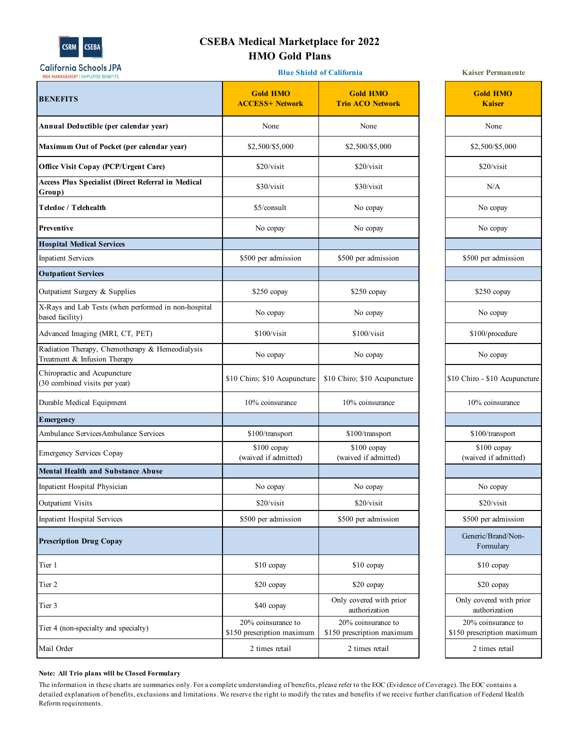# CSEBA Medical Marketplace for 2022
## HMO Gold Plans

| BENEFITS | Blue Shield of California — Gold HMO ACCESS+ Network | Blue Shield of California — Gold HMO Trio ACO Network | Kaiser Permanente — Gold HMO Kaiser |
|---|---|---|---|
| **Annual Deductible (per calendar year)** | None | None | None |
| **Maximum Out of Pocket (per calendar year)** | $2,500/$5,000 | $2,500/$5,000 | $2,500/$5,000 |
| **Office Visit Copay (PCP/Urgent Care)** | $20/visit | $20/visit | $20/visit |
| **Access Plus Specialist (Direct Referral in Medical Group)** | $30/visit | $30/visit | N/A |
| **Teledoc / Telehealth** | $5/consult | No copay | No copay |
| **Preventive** | No copay | No copay | No copay |
| **Hospital Medical Services** | | | |
| Inpatient Services | $500 per admission | $500 per admission | $500 per admission |
| **Outpatient Services** | | | |
| Outpatient Surgery & Supplies | $250 copay | $250 copay | $250 copay |
| X-Rays and Lab Tests (when performed in non-hospital based facility) | No copay | No copay | No copay |
| Advanced Imaging (MRI, CT, PET) | $100/visit | $100/visit | $100/procedure |
| Radiation Therapy, Chemotherapy & Hemeodialysis Treatment & Infusion Therapy | No copay | No copay | No copay |
| Chiropractic and Acupuncture (30 combined visits per year) | $10 Chiro; $10 Acupuncture | $10 Chiro; $10 Acupuncture | $10 Chiro - $10 Acupuncture |
| Durable Medical Equipment | 10% coinsurance | 10% coinsurance | 10% coinsurance |
| **Emergency** | | | |
| Ambulance ServicesAmbulance Services | $100/transport | $100/transport | $100/transport |
| Emergency Services Copay | $100 copay (waived if admitted) | $100 copay (waived if admitted) | $100 copay (waived if admitted) |
| **Mental Health and Substance Abuse** | | | |
| Inpatient Hospital Physician | No copay | No copay | No copay |
| Outpatient Visits | $20/visit | $20/visit | $20/visit |
| Inpatient Hospital Services | $500 per admission | $500 per admission | $500 per admission |
| **Prescription Drug Copay** | | | Generic/Brand/Non-Formulary |
| Tier 1 | $10 copay | $10 copay | $10 copay |
| Tier 2 | $20 copay | $20 copay | $20 copay |
| Tier 3 | $40 copay | Only covered with prior authorization | Only covered with prior authorization |
| Tier 4 (non-specialty and specialty) | 20% coinsurance to $150 prescription maximum | 20% coinsurance to $150 prescription maximum | 20% coinsurance to $150 prescription maximum |
| Mail Order | 2 times retail | 2 times retail | 2 times retail |

**Note: All Trio plans wlll be Closed Formulary**

The information in these charts are summaries only. For a complete understanding of benefits, please refer to the EOC (Evidence of Coverage). The EOC contains a detailed explanation of benefits, exclusions and limitations. We reserve the right to modify the rates and benefits if we receive further clarification of Federal Health Reform requirements.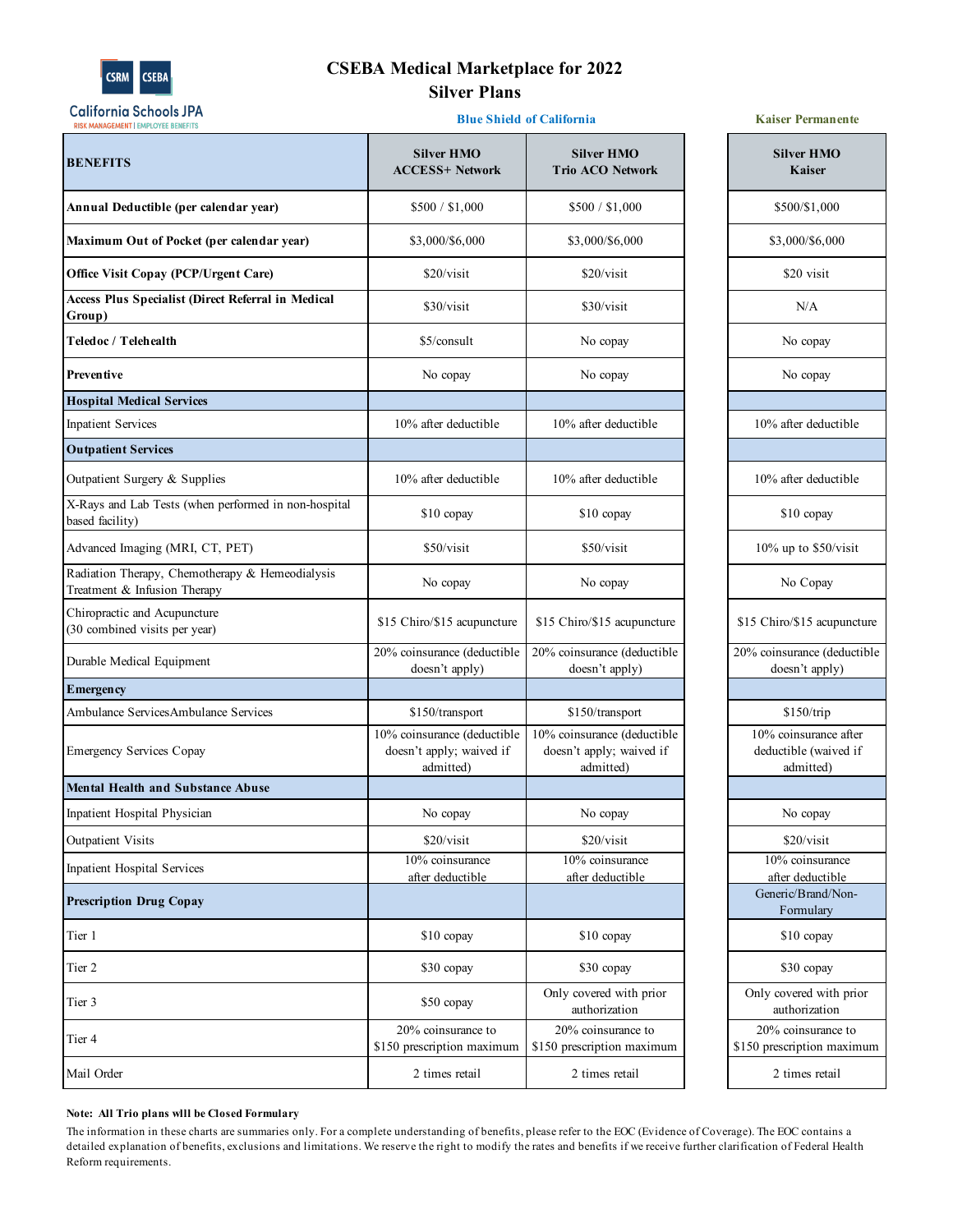# CSEBA Medical Marketplace for 2022
## Silver Plans

California Schools JPA
RISK MANAGEMENT | EMPLOYEE BENEFITS

| BENEFITS | Blue Shield of California: Silver HMO ACCESS+ Network | Blue Shield of California: Silver HMO Trio ACO Network | Kaiser Permanente: Silver HMO Kaiser |
|---|---|---|---|
| **Annual Deductible (per calendar year)** | $500 / $1,000 | $500 / $1,000 | $500/$1,000 |
| **Maximum Out of Pocket (per calendar year)** | $3,000/$6,000 | $3,000/$6,000 | $3,000/$6,000 |
| **Office Visit Copay (PCP/Urgent Care)** | $20/visit | $20/visit | $20 visit |
| **Access Plus Specialist (Direct Referral in Medical Group)** | $30/visit | $30/visit | N/A |
| **Teledoc / Telehealth** | $5/consult | No copay | No copay |
| **Preventive** | No copay | No copay | No copay |
| **Hospital Medical Services** | | | |
| Inpatient Services | 10% after deductible | 10% after deductible | 10% after deductible |
| **Outpatient Services** | | | |
| Outpatient Surgery & Supplies | 10% after deductible | 10% after deductible | 10% after deductible |
| X-Rays and Lab Tests (when performed in non-hospital based facility) | $10 copay | $10 copay | $10 copay |
| Advanced Imaging (MRI, CT, PET) | $50/visit | $50/visit | 10% up to $50/visit |
| Radiation Therapy, Chemotherapy & Hemeodialysis Treatment & Infusion Therapy | No copay | No copay | No Copay |
| Chiropractic and Acupuncture (30 combined visits per year) | $15 Chiro/$15 acupuncture | $15 Chiro/$15 acupuncture | $15 Chiro/$15 acupuncture |
| Durable Medical Equipment | 20% coinsurance (deductible doesn't apply) | 20% coinsurance (deductible doesn't apply) | 20% coinsurance (deductible doesn't apply) |
| **Emergency** | | | |
| Ambulance ServicesAmbulance Services | $150/transport | $150/transport | $150/trip |
| Emergency Services Copay | 10% coinsurance (deductible doesn't apply; waived if admitted) | 10% coinsurance (deductible doesn't apply; waived if admitted) | 10% coinsurance after deductible (waived if admitted) |
| **Mental Health and Substance Abuse** | | | |
| Inpatient Hospital Physician | No copay | No copay | No copay |
| Outpatient Visits | $20/visit | $20/visit | $20/visit |
| Inpatient Hospital Services | 10% coinsurance after deductible | 10% coinsurance after deductible | 10% coinsurance after deductible |
| **Prescription Drug Copay** | | | Generic/Brand/Non-Formulary |
| Tier 1 | $10 copay | $10 copay | $10 copay |
| Tier 2 | $30 copay | $30 copay | $30 copay |
| Tier 3 | $50 copay | Only covered with prior authorization | Only covered with prior authorization |
| Tier 4 | 20% coinsurance to $150 prescription maximum | 20% coinsurance to $150 prescription maximum | 20% coinsurance to $150 prescription maximum |
| Mail Order | 2 times retail | 2 times retail | 2 times retail |

**Note: All Trio plans will be Closed Formulary**

The information in these charts are summaries only. For a complete understanding of benefits, please refer to the EOC (Evidence of Coverage). The EOC contains a detailed explanation of benefits, exclusions and limitations. We reserve the right to modify the rates and benefits if we receive further clarification of Federal Health Reform requirements.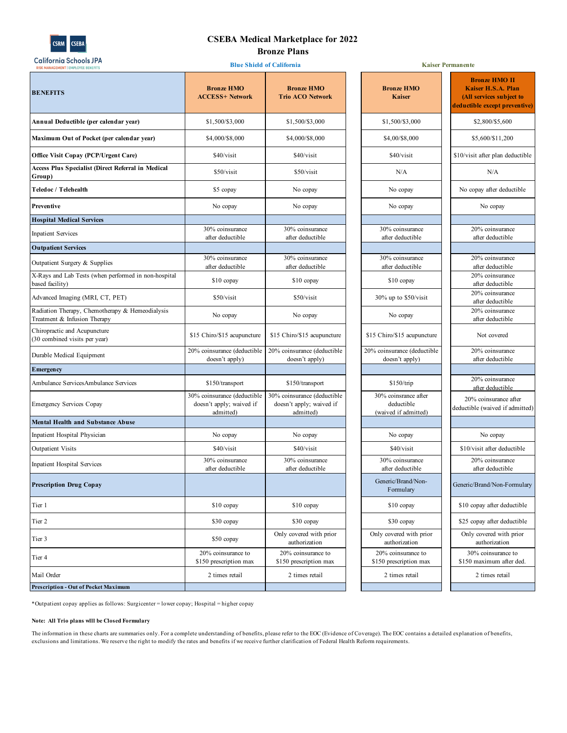# CSEBA Medical Marketplace for 2022

## Bronze Plans

| BENEFITS | Blue Shield of California: Bronze HMO ACCESS+ Network | Blue Shield of California: Bronze HMO Trio ACO Network | Kaiser Permanente: Bronze HMO Kaiser | Kaiser Permanente: Bronze HMO II Kaiser H.S.A. Plan (All services subject to deductible except preventive) |
|---|---|---|---|---|
| **Annual Deductible (per calendar year)** | $1,500/$3,000 | $1,500/$3,000 | $1,500/$3,000 | $2,800/$5,600 |
| **Maximum Out of Pocket (per calendar year)** | $4,000/$8,000 | $4,000/$8,000 | $4,00/$8,000 | $5,600/$11,200 |
| **Office Visit Copay (PCP/Urgent Care)** | $40/visit | $40/visit | $40/visit | $10/visit after plan deductible |
| **Access Plus Specialist (Direct Referral in Medical Group)** | $50/visit | $50/visit | N/A | N/A |
| **Teledoc / Telehealth** | $5 copay | No copay | No copay | No copay after deductible |
| **Preventive** | No copay | No copay | No copay | No copay |
| **Hospital Medical Services** | | | | |
| Inpatient Services | 30% coinsurance after deductible | 30% coinsurance after deductible | 30% coinsurance after deductible | 20% coinsurance after deductible |
| **Outpatient Services** | | | | |
| Outpatient Surgery & Supplies | 30% coinsurance after deductible | 30% coinsurance after deductible | 30% coinsurance after deductible | 20% coinsurance after deductible |
| X-Rays and Lab Tests (when performed in non-hospital based facility) | $10 copay | $10 copay | $10 copay | 20% coinsurance after deductible |
| Advanced Imaging (MRI, CT, PET) | $50/visit | $50/visit | 30% up to $50/visit | 20% coinsurance after deductible |
| Radiation Therapy, Chemotherapy & Hemeodialysis Treatment & Infusion Therapy | No copay | No copay | No copay | 20% coinsurance after deductible |
| Chiropractic and Acupuncture (30 combined visits per year) | $15 Chiro/$15 acupuncture | $15 Chiro/$15 acupuncture | $15 Chiro/$15 acupuncture | Not covered |
| Durable Medical Equipment | 20% coinsurance (deductible doesn't apply) | 20% coinsurance (deductible doesn't apply) | 20% coinsurance (deductible doesn't apply) | 20% coinsurance after deductible |
| **Emergency** | | | | |
| Ambulance ServicesAmbulance Services | $150/transport | $150/transport | $150/trip | 20% coinsurance after deductible |
| Emergency Services Copay | 30% coinsurance (deductible doesn't apply; waived if admitted) | 30% coinsurance (deductible doesn't apply; waived if admitted) | 30% coinsrance after deductible (waived if admitted) | 20% coinsurance after deductible (waived if admitted) |
| **Mental Health and Substance Abuse** | | | | |
| Inpatient Hospital Physician | No copay | No copay | No copay | No copay |
| Outpatient Visits | $40/visit | $40/visit | $40/visit | $10/visit after deductible |
| Inpatient Hospital Services | 30% coinsurance after deductible | 30% coinsurance after deductible | 30% coinsurance after deductible | 20% coinsurance after deductible |
| **Prescription Drug Copay** | | | Generic/Brand/Non-Formulary | Generic/Brand/Non-Formulary |
| Tier 1 | $10 copay | $10 copay | $10 copay | $10 copay after deductible |
| Tier 2 | $30 copay | $30 copay | $30 copay | $25 copay after deductible |
| Tier 3 | $50 copay | Only covered with prior authorization | Only covered with prior authorization | Only covered with prior authorization |
| Tier 4 | 20% coinsurance to $150 prescription max | 20% coinsurance to $150 prescription max | 20% coinsurance to $150 prescription max | 30% coinsurance to $150 maximum after ded. |
| Mail Order | 2 times retail | 2 times retail | 2 times retail | 2 times retail |
| **Prescription - Out of Pocket Maximum** | | | | |

*Outpatient copay applies as follows: Surgicenter = lower copay; Hospital = higher copay

**Note: All Trio plans will be Closed Formulary**

The information in these charts are summaries only. For a complete understanding of benefits, please refer to the EOC (Evidence of Coverage). The EOC contains a detailed explanation of benefits, exclusions and limitations. We reserve the right to modify the rates and benefits if we receive further clarification of Federal Health Reform requirements.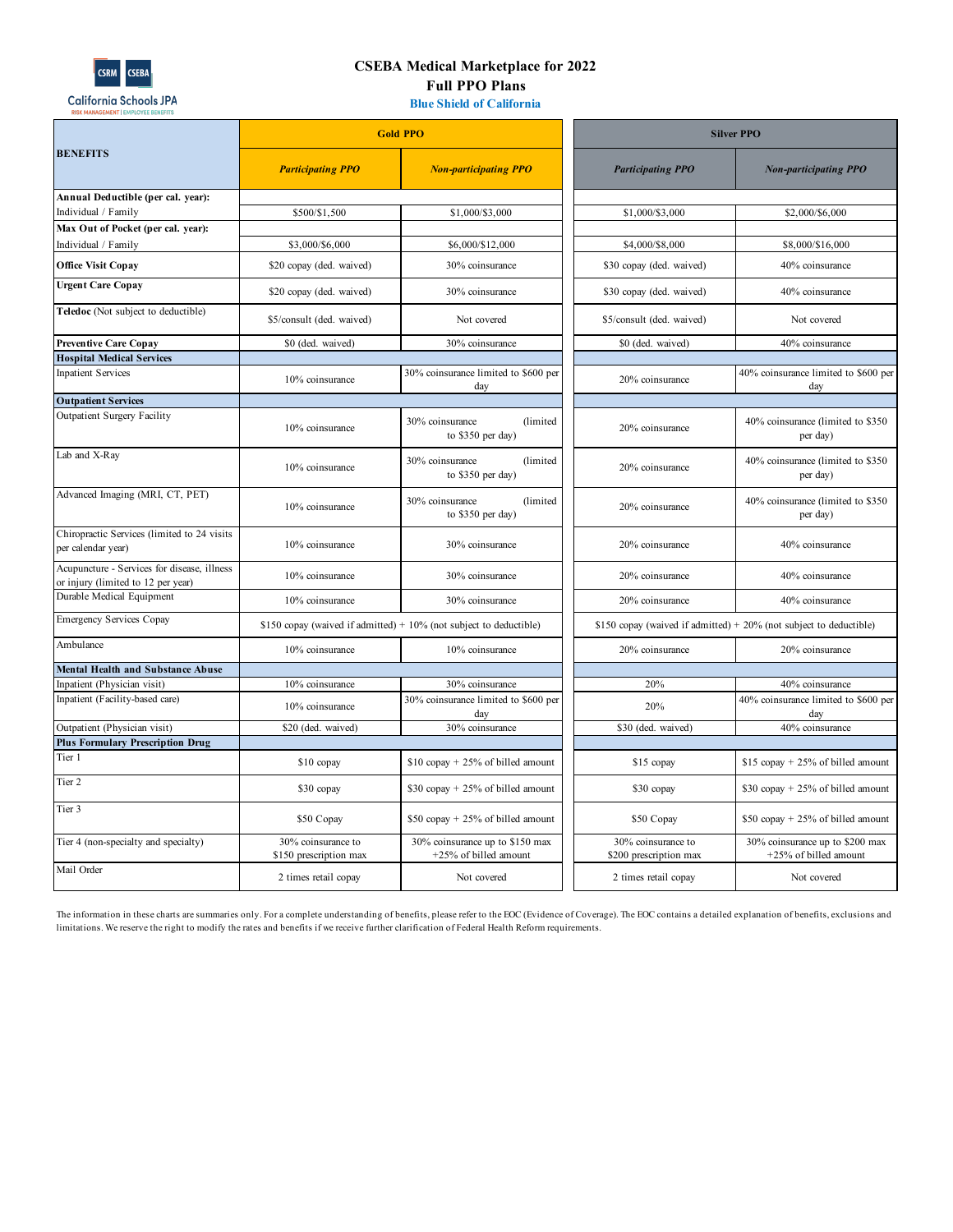# CSEBA Medical Marketplace for 2022

## Full PPO Plans

### Blue Shield of California

| BENEFITS | Gold PPO | | Silver PPO | |
|---|---|---|---|---|
| | *Participating PPO* | *Non-participating PPO* | *Participating PPO* | *Non-participating PPO* |
| **Annual Deductible (per cal. year):** | | | | |
| Individual / Family | $500/$1,500 | $1,000/$3,000 | $1,000/$3,000 | $2,000/$6,000 |
| **Max Out of Pocket (per cal. year):** | | | | |
| Individual / Family | $3,000/$6,000 | $6,000/$12,000 | $4,000/$8,000 | $8,000/$16,000 |
| **Office Visit Copay** | $20 copay (ded. waived) | 30% coinsurance | $30 copay (ded. waived) | 40% coinsurance |
| **Urgent Care Copay** | $20 copay (ded. waived) | 30% coinsurance | $30 copay (ded. waived) | 40% coinsurance |
| **Teledoc** (Not subject to deductible) | $5/consult (ded. waived) | Not covered | $5/consult (ded. waived) | Not covered |
| **Preventive Care Copay** | $0 (ded. waived) | 30% coinsurance | $0 (ded. waived) | 40% coinsurance |
| **Hospital Medical Services** | | | | |
| Inpatient Services | 10% coinsurance | 30% coinsurance limited to $600 per day | 20% coinsurance | 40% coinsurance limited to $600 per day |
| **Outpatient Services** | | | | |
| Outpatient Surgery Facility | 10% coinsurance | 30% coinsurance (limited to $350 per day) | 20% coinsurance | 40% coinsurance (limited to $350 per day) |
| Lab and X-Ray | 10% coinsurance | 30% coinsurance (limited to $350 per day) | 20% coinsurance | 40% coinsurance (limited to $350 per day) |
| Advanced Imaging (MRI, CT, PET) | 10% coinsurance | 30% coinsurance (limited to $350 per day) | 20% coinsurance | 40% coinsurance (limited to $350 per day) |
| Chiropractic Services (limited to 24 visits per calendar year) | 10% coinsurance | 30% coinsurance | 20% coinsurance | 40% coinsurance |
| Acupuncture - Services for disease, illness or injury (limited to 12 per year) | 10% coinsurance | 30% coinsurance | 20% coinsurance | 40% coinsurance |
| Durable Medical Equipment | 10% coinsurance | 30% coinsurance | 20% coinsurance | 40% coinsurance |
| Emergency Services Copay | $150 copay (waived if admitted) + 10% (not subject to deductible) | | $150 copay (waived if admitted) + 20% (not subject to deductible) | |
| Ambulance | 10% coinsurance | 10% coinsurance | 20% coinsurance | 20% coinsurance |
| **Mental Health and Substance Abuse** | | | | |
| Inpatient (Physician visit) | 10% coinsurance | 30% coinsurance | 20% | 40% coinsurance |
| Inpatient (Facility-based care) | 10% coinsurance | 30% coinsurance limited to $600 per day | 20% | 40% coinsurance limited to $600 per day |
| Outpatient (Physician visit) | $20 (ded. waived) | 30% coinsurance | $30 (ded. waived) | 40% coinsurance |
| **Plus Formulary Prescription Drug** | | | | |
| Tier 1 | $10 copay | $10 copay + 25% of billed amount | $15 copay | $15 copay + 25% of billed amount |
| Tier 2 | $30 copay | $30 copay + 25% of billed amount | $30 copay | $30 copay + 25% of billed amount |
| Tier 3 | $50 Copay | $50 copay + 25% of billed amount | $50 Copay | $50 copay + 25% of billed amount |
| Tier 4 (non-specialty and specialty) | 30% coinsurance to $150 prescription max | 30% coinsurance up to $150 max +25% of billed amount | 30% coinsurance to $200 prescription max | 30% coinsurance up to $200 max +25% of billed amount |
| Mail Order | 2 times retail copay | Not covered | 2 times retail copay | Not covered |

The information in these charts are summaries only. For a complete understanding of benefits, please refer to the EOC (Evidence of Coverage). The EOC contains a detailed explanation of benefits, exclusions and limitations. We reserve the right to modify the rates and benefits if we receive further clarification of Federal Health Reform requirements.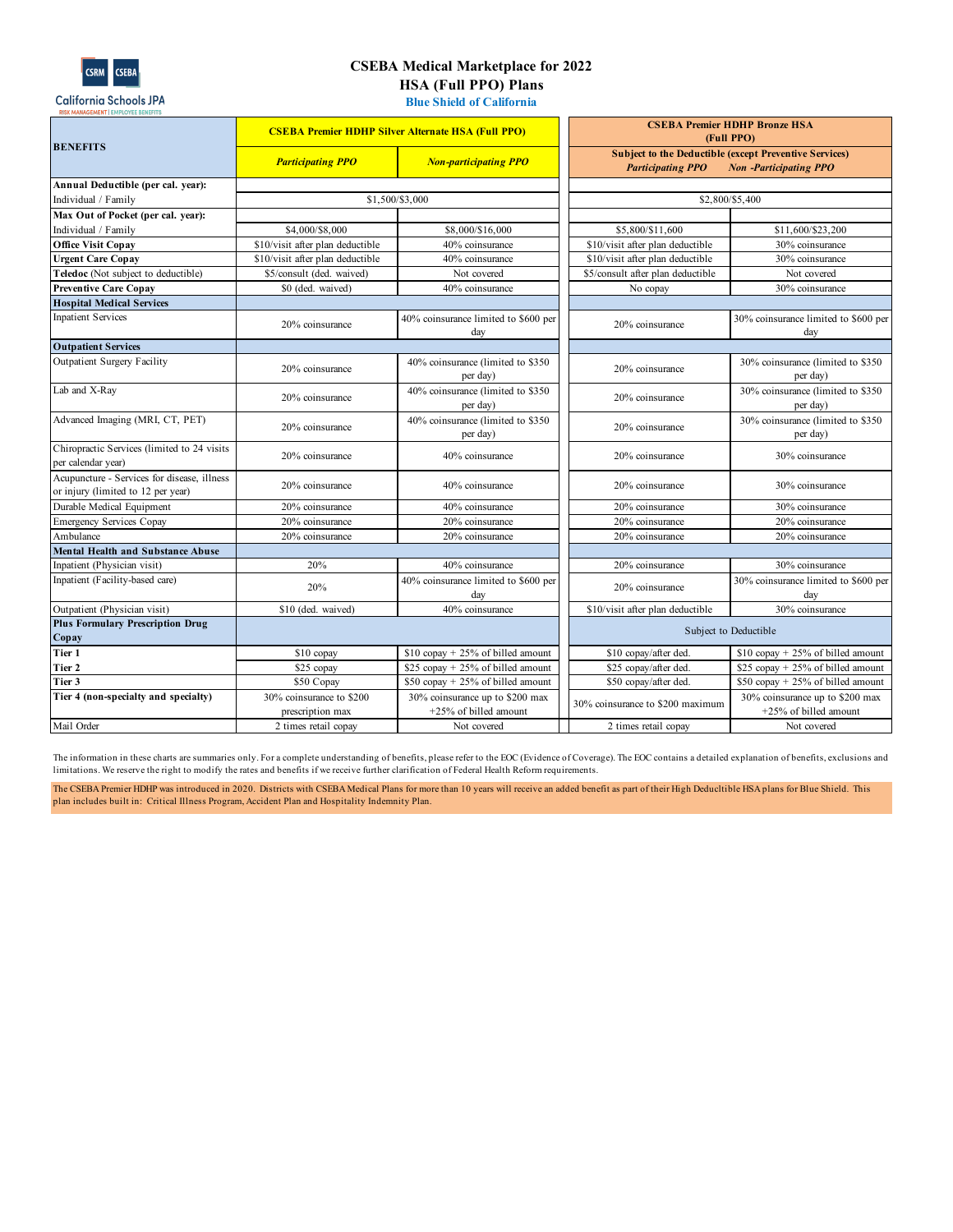# CSEBA Medical Marketplace for 2022

## HSA (Full PPO) Plans

### Blue Shield of California

| BENEFITS | CSEBA Premier HDHP Silver Alternate HSA (Full PPO) | | CSEBA Premier HDHP Bronze HSA (Full PPO) | |
|---|---|---|---|---|
| | *Participating PPO* | *Non-participating PPO* | Subject to the Deductible (except Preventive Services) *Participating PPO* | *Non -Participating PPO* |
| **Annual Deductible (per cal. year):** | | | | |
| Individual / Family | $1,500/$3,000 | | $2,800/$5,400 | |
| **Max Out of Pocket (per cal. year):** | | | | |
| Individual / Family | $4,000/$8,000 | $8,000/$16,000 | $5,800/$11,600 | $11,600/$23,200 |
| **Office Visit Copay** | $10/visit after plan deductible | 40% coinsurance | $10/visit after plan deductible | 30% coinsurance |
| **Urgent Care Copay** | $10/visit after plan deductible | 40% coinsurance | $10/visit after plan deductible | 30% coinsurance |
| **Teledoc** (Not subject to deductible) | $5/consult (ded. waived) | Not covered | $5/consult after plan deductible | Not covered |
| **Preventive Care Copay** | $0 (ded. waived) | 40% coinsurance | No copay | 30% coinsurance |
| **Hospital Medical Services** | | | | |
| Inpatient Services | 20% coinsurance | 40% coinsurance limited to $600 per day | 20% coinsurance | 30% coinsurance limited to $600 per day |
| **Outpatient Services** | | | | |
| Outpatient Surgery Facility | 20% coinsurance | 40% coinsurance (limited to $350 per day) | 20% coinsurance | 30% coinsurance (limited to $350 per day) |
| Lab and X-Ray | 20% coinsurance | 40% coinsurance (limited to $350 per day) | 20% coinsurance | 30% coinsurance (limited to $350 per day) |
| Advanced Imaging (MRI, CT, PET) | 20% coinsurance | 40% coinsurance (limited to $350 per day) | 20% coinsurance | 30% coinsurance (limited to $350 per day) |
| Chiropractic Services (limited to 24 visits per calendar year) | 20% coinsurance | 40% coinsurance | 20% coinsurance | 30% coinsurance |
| Acupuncture - Services for disease, illness or injury (limited to 12 per year) | 20% coinsurance | 40% coinsurance | 20% coinsurance | 30% coinsurance |
| Durable Medical Equipment | 20% coinsurance | 40% coinsurance | 20% coinsurance | 30% coinsurance |
| Emergency Services Copay | 20% coinsurance | 20% coinsurance | 20% coinsurance | 20% coinsurance |
| Ambulance | 20% coinsurance | 20% coinsurance | 20% coinsurance | 20% coinsurance |
| **Mental Health and Substance Abuse** | | | | |
| Inpatient (Physician visit) | 20% | 40% coinsurance | 20% coinsurance | 30% coinsurance |
| Inpatient (Facility-based care) | 20% | 40% coinsurance limited to $600 per day | 20% coinsurance | 30% coinsurance limited to $600 per day |
| Outpatient (Physician visit) | $10 (ded. waived) | 40% coinsurance | $10/visit after plan deductible | 30% coinsurance |
| **Plus Formulary Prescription Drug Copay** | | | Subject to Deductible | |
| **Tier 1** | $10 copay | $10 copay + 25% of billed amount | $10 copay/after ded. | $10 copay + 25% of billed amount |
| **Tier 2** | $25 copay | $25 copay + 25% of billed amount | $25 copay/after ded. | $25 copay + 25% of billed amount |
| **Tier 3** | $50 Copay | $50 copay + 25% of billed amount | $50 copay/after ded. | $50 copay + 25% of billed amount |
| **Tier 4 (non-specialty and specialty)** | 30% coinsurance to $200 prescription max | 30% coinsurance up to $200 max +25% of billed amount | 30% coinsurance to $200 maximum | 30% coinsurance up to $200 max +25% of billed amount |
| Mail Order | 2 times retail copay | Not covered | 2 times retail copay | Not covered |

The information in these charts are summaries only. For a complete understanding of benefits, please refer to the EOC (Evidence of Coverage). The EOC contains a detailed explanation of benefits, exclusions and limitations. We reserve the right to modify the rates and benefits if we receive further clarification of Federal Health Reform requirements.

The CSEBA Premier HDHP was introduced in 2020. Districts with CSEBA Medical Plans for more than 10 years will receive an added benefit as part of their High Deducltible HSA plans for Blue Shield. This plan includes built in: Critical Illness Program, Accident Plan and Hospitality Indemnity Plan.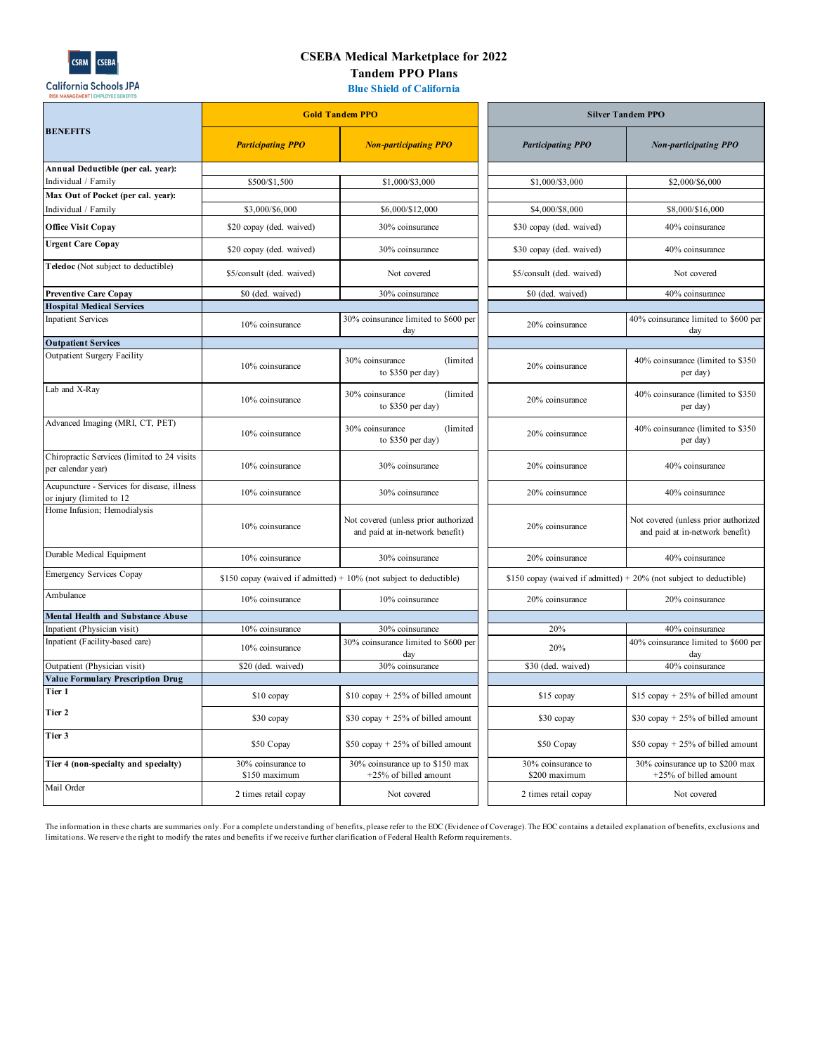# CSEBA Medical Marketplace for 2022

## Tandem PPO Plans

### Blue Shield of California

| BENEFITS | Gold Tandem PPO | | Silver Tandem PPO | |
|---|---|---|---|---|
| | *Participating PPO* | *Non-participating PPO* | *Participating PPO* | *Non-participating PPO* |
| **Annual Deductible (per cal. year):** | | | | |
| Individual / Family | $500/$1,500 | $1,000/$3,000 | $1,000/$3,000 | $2,000/$6,000 |
| **Max Out of Pocket (per cal. year):** | | | | |
| Individual / Family | $3,000/$6,000 | $6,000/$12,000 | $4,000/$8,000 | $8,000/$16,000 |
| **Office Visit Copay** | $20 copay (ded. waived) | 30% coinsurance | $30 copay (ded. waived) | 40% coinsurance |
| **Urgent Care Copay** | $20 copay (ded. waived) | 30% coinsurance | $30 copay (ded. waived) | 40% coinsurance |
| **Teledoc** (Not subject to deductible) | $5/consult (ded. waived) | Not covered | $5/consult (ded. waived) | Not covered |
| **Preventive Care Copay** | $0 (ded. waived) | 30% coinsurance | $0 (ded. waived) | 40% coinsurance |
| **Hospital Medical Services** | | | | |
| Inpatient Services | 10% coinsurance | 30% coinsurance limited to $600 per day | 20% coinsurance | 40% coinsurance limited to $600 per day |
| **Outpatient Services** | | | | |
| Outpatient Surgery Facility | 10% coinsurance | 30% coinsurance (limited to $350 per day) | 20% coinsurance | 40% coinsurance (limited to $350 per day) |
| Lab and X-Ray | 10% coinsurance | 30% coinsurance (limited to $350 per day) | 20% coinsurance | 40% coinsurance (limited to $350 per day) |
| Advanced Imaging (MRI, CT, PET) | 10% coinsurance | 30% coinsurance (limited to $350 per day) | 20% coinsurance | 40% coinsurance (limited to $350 per day) |
| Chiropractic Services (limited to 24 visits per calendar year) | 10% coinsurance | 30% coinsurance | 20% coinsurance | 40% coinsurance |
| Acupuncture - Services for disease, illness or injury (limited to 12 | 10% coinsurance | 30% coinsurance | 20% coinsurance | 40% coinsurance |
| Home Infusion; Hemodialysis | 10% coinsurance | Not covered (unless prior authorized and paid at in-network benefit) | 20% coinsurance | Not covered (unless prior authorized and paid at in-network benefit) |
| Durable Medical Equipment | 10% coinsurance | 30% coinsurance | 20% coinsurance | 40% coinsurance |
| Emergency Services Copay | $150 copay (waived if admitted) + 10% (not subject to deductible) | | $150 copay (waived if admitted) + 20% (not subject to deductible) | |
| Ambulance | 10% coinsurance | 10% coinsurance | 20% coinsurance | 20% coinsurance |
| **Mental Health and Substance Abuse** | | | | |
| Inpatient (Physician visit) | 10% coinsurance | 30% coinsurance | 20% | 40% coinsurance |
| Inpatient (Facility-based care) | 10% coinsurance | 30% coinsurance limited to $600 per day | 20% | 40% coinsurance limited to $600 per day |
| Outpatient (Physician visit) | $20 (ded. waived) | 30% coinsurance | $30 (ded. waived) | 40% coinsurance |
| **Value Formulary Prescription Drug** | | | | |
| **Tier 1** | $10 copay | $10 copay + 25% of billed amount | $15 copay | $15 copay + 25% of billed amount |
| **Tier 2** | $30 copay | $30 copay + 25% of billed amount | $30 copay | $30 copay + 25% of billed amount |
| **Tier 3** | $50 Copay | $50 copay + 25% of billed amount | $50 Copay | $50 copay + 25% of billed amount |
| **Tier 4 (non-specialty and specialty)** | 30% coinsurance to $150 maximum | 30% coinsurance up to $150 max +25% of billed amount | 30% coinsurance to $200 maximum | 30% coinsurance up to $200 max +25% of billed amount |
| Mail Order | 2 times retail copay | Not covered | 2 times retail copay | Not covered |

The information in these charts are summaries only. For a complete understanding of benefits, please refer to the EOC (Evidence of Coverage). The EOC contains a detailed explanation of benefits, exclusions and limitations. We reserve the right to modify the rates and benefits if we receive further clarification of Federal Health Reform requirements.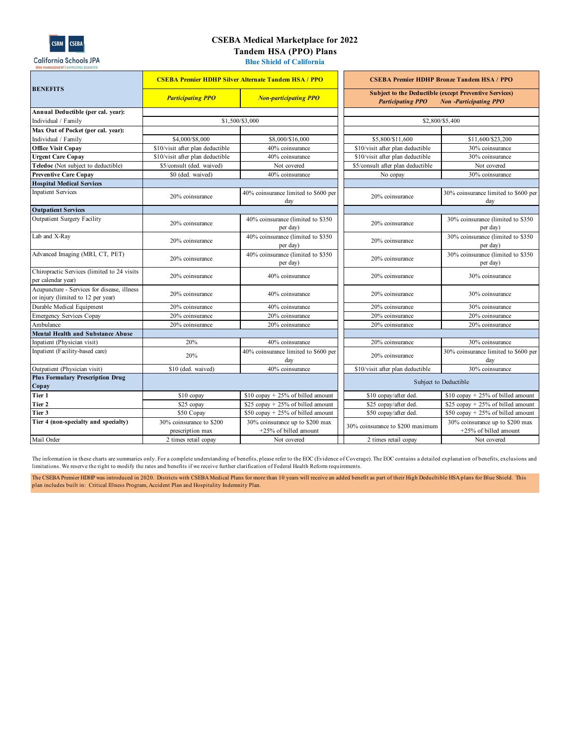# CSEBA Medical Marketplace for 2022

## Tandem HSA (PPO) Plans

### Blue Shield of California

| BENEFITS | CSEBA Premier HDHP Silver Alternate Tandem HSA / PPO | | CSEBA Premier HDHP Bronze Tandem HSA / PPO | |
|---|---|---|---|---|
| | *Participating PPO* | *Non-participating PPO* | Subject to the Deductible (except Preventive Services) *Participating PPO* | *Non -Participating PPO* |
| **Annual Deductible (per cal. year):** | | | | |
| Individual / Family | $1,500/$3,000 | | $2,800/$5,400 | |
| **Max Out of Pocket (per cal. year):** | | | | |
| Individual / Family | $4,000/$8,000 | $8,000/$16,000 | $5,800/$11,600 | $11,600/$23,200 |
| **Office Visit Copay** | $10/visit after plan deductible | 40% coinsurance | $10/visit after plan deductible | 30% coinsurance |
| **Urgent Care Copay** | $10/visit after plan deductible | 40% coinsurance | $10/visit after plan deductible | 30% coinsurance |
| **Teledoc** (Not subject to deductible) | $5/consult (ded. waived) | Not covered | $5/consult after plan deductible | Not covered |
| **Preventive Care Copay** | $0 (ded. waived) | 40% coinsurance | No copay | 30% coinsurance |
| **Hospital Medical Services** | | | | |
| Inpatient Services | 20% coinsurance | 40% coinsurance limited to $600 per day | 20% coinsurance | 30% coinsurance limited to $600 per day |
| **Outpatient Services** | | | | |
| Outpatient Surgery Facility | 20% coinsurance | 40% coinsurance (limited to $350 per day) | 20% coinsurance | 30% coinsurance (limited to $350 per day) |
| Lab and X-Ray | 20% coinsurance | 40% coinsurance (limited to $350 per day) | 20% coinsurance | 30% coinsurance (limited to $350 per day) |
| Advanced Imaging (MRI, CT, PET) | 20% coinsurance | 40% coinsurance (limited to $350 per day) | 20% coinsurance | 30% coinsurance (limited to $350 per day) |
| Chiropractic Services (limited to 24 visits per calendar year) | 20% coinsurance | 40% coinsurance | 20% coinsurance | 30% coinsurance |
| Acupuncture - Services for disease, illness or injury (limited to 12 per year) | 20% coinsurance | 40% coinsurance | 20% coinsurance | 30% coinsurance |
| Durable Medical Equipment | 20% coinsurance | 40% coinsurance | 20% coinsurance | 30% coinsurance |
| Emergency Services Copay | 20% coinsurance | 20% coinsurance | 20% coinsurance | 20% coinsurance |
| Ambulance | 20% coinsurance | 20% coinsurance | 20% coinsurance | 20% coinsurance |
| **Mental Health and Substance Abuse** | | | | |
| Inpatient (Physician visit) | 20% | 40% coinsurance | 20% coinsurance | 30% coinsurance |
| Inpatient (Facility-based care) | 20% | 40% coinsurance limited to $600 per day | 20% coinsurance | 30% coinsurance limited to $600 per day |
| Outpatient (Physician visit) | $10 (ded. waived) | 40% coinsurance | $10/visit after plan deductible | 30% coinsurance |
| **Plus Formulary Prescription Drug Copay** | | | Subject to Deductible | |
| **Tier 1** | $10 copay | $10 copay + 25% of billed amount | $10 copay/after ded. | $10 copay + 25% of billed amount |
| **Tier 2** | $25 copay | $25 copay + 25% of billed amount | $25 copay/after ded. | $25 copay + 25% of billed amount |
| **Tier 3** | $50 Copay | $50 copay + 25% of billed amount | $50 copay/after ded. | $50 copay + 25% of billed amount |
| **Tier 4 (non-specialty and specialty)** | 30% coinsurance to $200 prescription max | 30% coinsurance up to $200 max +25% of billed amount | 30% coinsurance to $200 maximum | 30% coinsurance up to $200 max +25% of billed amount |
| Mail Order | 2 times retail copay | Not covered | 2 times retail copay | Not covered |

The information in these charts are summaries only. For a complete understanding of benefits, please refer to the EOC (Evidence of Coverage). The EOC contains a detailed explanation of benefits, exclusions and limitations. We reserve the right to modify the rates and benefits if we receive further clarification of Federal Health Reform requirements.

The CSEBA Premier HDHP was introduced in 2020. Districts with CSEBA Medical Plans for more than 10 years will receive an added benefit as part of their High Deducltible HSA plans for Blue Shield. This plan includes built in: Critical Illness Program, Accident Plan and Hospitality Indemnity Plan.